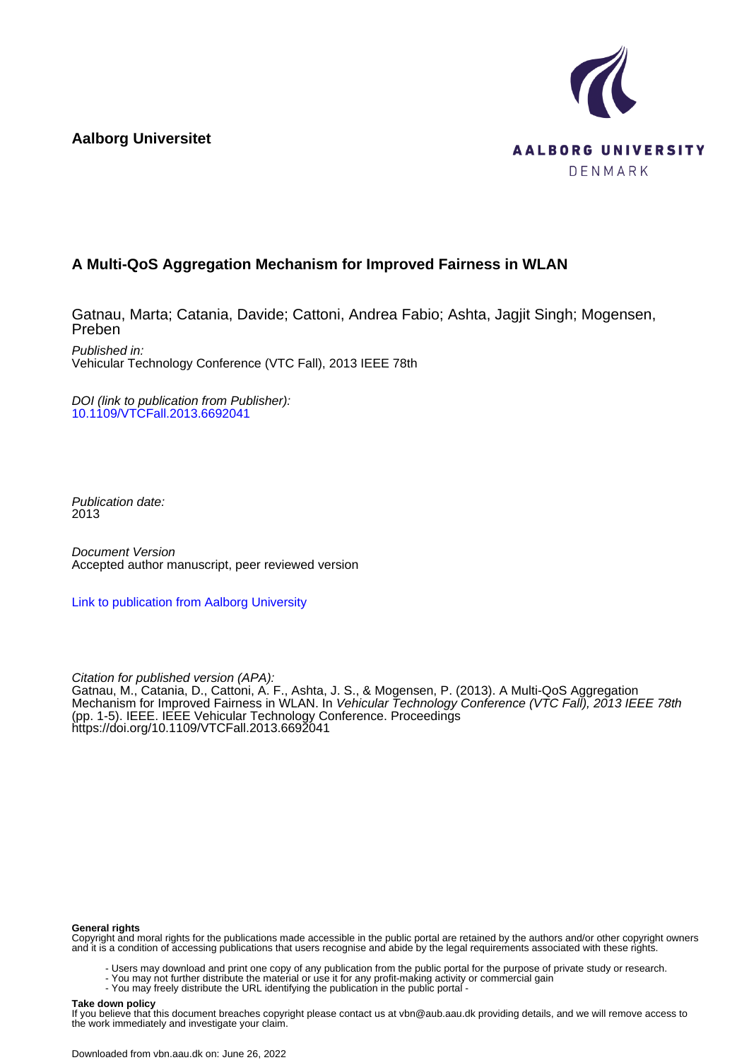**Aalborg Universitet**

AALBORG UNIVERSITY
DENMARK

# A Multi-QoS Aggregation Mechanism for Improved Fairness in WLAN

Gatnau, Marta; Catania, Davide; Cattoni, Andrea Fabio; Ashta, Jagjit Singh; Mogensen, Preben

*Published in:*
Vehicular Technology Conference (VTC Fall), 2013 IEEE 78th

*DOI (link to publication from Publisher):*
10.1109/VTCFall.2013.6692041

*Publication date:*
2013

*Document Version*
Accepted author manuscript, peer reviewed version

Link to publication from Aalborg University

*Citation for published version (APA):*
Gatnau, M., Catania, D., Cattoni, A. F., Ashta, J. S., & Mogensen, P. (2013). A Multi-QoS Aggregation Mechanism for Improved Fairness in WLAN. In *Vehicular Technology Conference (VTC Fall), 2013 IEEE 78th* (pp. 1-5). IEEE. IEEE Vehicular Technology Conference. Proceedings
https://doi.org/10.1109/VTCFall.2013.6692041

**General rights**
Copyright and moral rights for the publications made accessible in the public portal are retained by the authors and/or other copyright owners and it is a condition of accessing publications that users recognise and abide by the legal requirements associated with these rights.

- Users may download and print one copy of any publication from the public portal for the purpose of private study or research.
- You may not further distribute the material or use it for any profit-making activity or commercial gain
- You may freely distribute the URL identifying the publication in the public portal -

**Take down policy**
If you believe that this document breaches copyright please contact us at vbn@aub.aau.dk providing details, and we will remove access to the work immediately and investigate your claim.

Downloaded from vbn.aau.dk on: June 26, 2022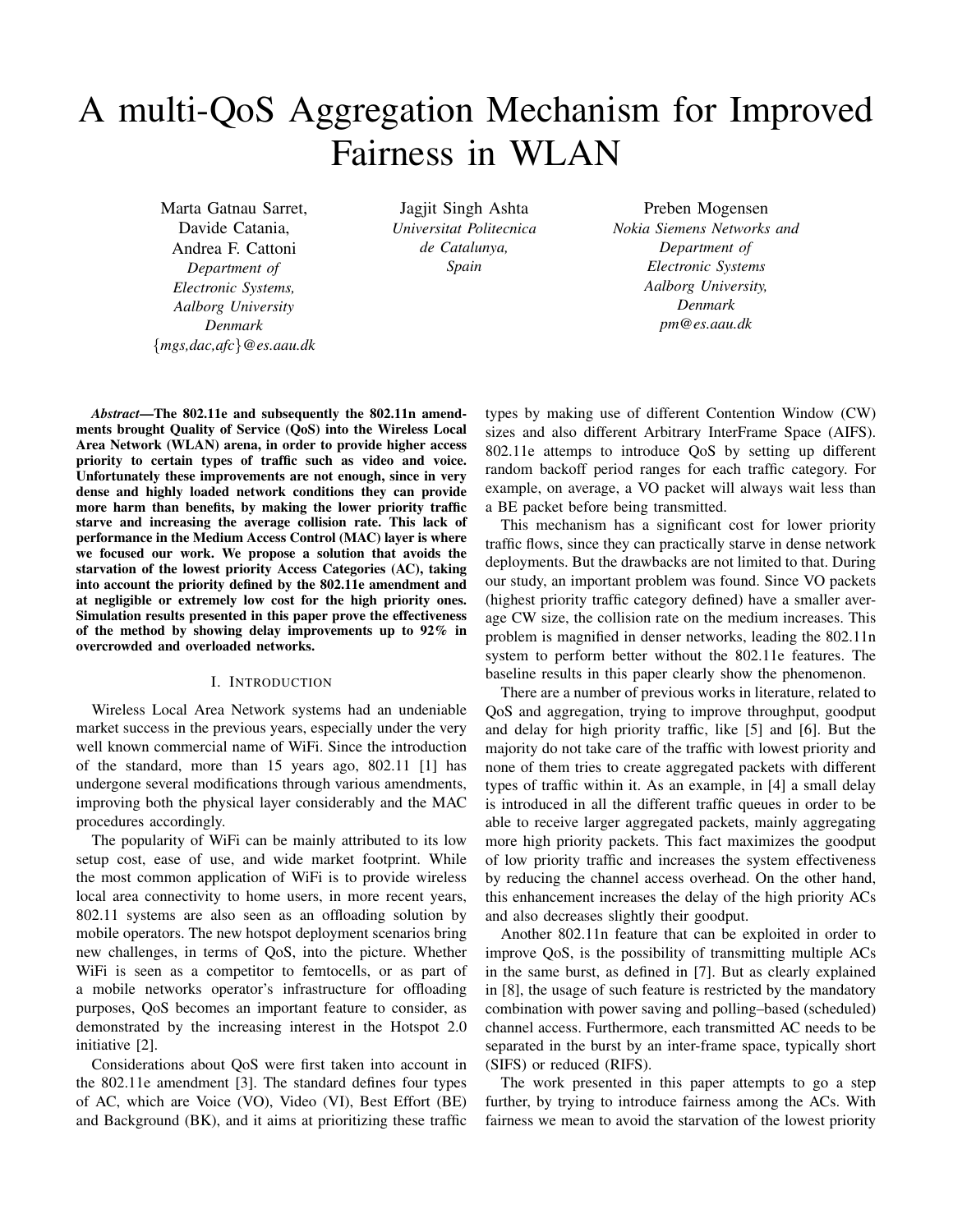# A multi-QoS Aggregation Mechanism for Improved Fairness in WLAN

Marta Gatnau Sarret, Davide Catania, Andrea F. Cattoni
*Department of Electronic Systems, Aalborg University Denmark*
*{mgs,dac,afc}@es.aau.dk*

Jagjit Singh Ashta
*Universitat Politecnica de Catalunya, Spain*

Preben Mogensen
*Nokia Siemens Networks and Department of Electronic Systems Aalborg University, Denmark*
*pm@es.aau.dk*

***Abstract*—The 802.11e and subsequently the 802.11n amendments brought Quality of Service (QoS) into the Wireless Local Area Network (WLAN) arena, in order to provide higher access priority to certain types of traffic such as video and voice. Unfortunately these improvements are not enough, since in very dense and highly loaded network conditions they can provide more harm than benefits, by making the lower priority traffic starve and increasing the average collision rate. This lack of performance in the Medium Access Control (MAC) layer is where we focused our work. We propose a solution that avoids the starvation of the lowest priority Access Categories (AC), taking into account the priority defined by the 802.11e amendment and at negligible or extremely low cost for the high priority ones. Simulation results presented in this paper prove the effectiveness of the method by showing delay improvements up to 92% in overcrowded and overloaded networks.**

## I. Introduction

Wireless Local Area Network systems had an undeniable market success in the previous years, especially under the very well known commercial name of WiFi. Since the introduction of the standard, more than 15 years ago, 802.11 [1] has undergone several modifications through various amendments, improving both the physical layer considerably and the MAC procedures accordingly.

The popularity of WiFi can be mainly attributed to its low setup cost, ease of use, and wide market footprint. While the most common application of WiFi is to provide wireless local area connectivity to home users, in more recent years, 802.11 systems are also seen as an offloading solution by mobile operators. The new hotspot deployment scenarios bring new challenges, in terms of QoS, into the picture. Whether WiFi is seen as a competitor to femtocells, or as part of a mobile networks operator's infrastructure for offloading purposes, QoS becomes an important feature to consider, as demonstrated by the increasing interest in the Hotspot 2.0 initiative [2].

Considerations about QoS were first taken into account in the 802.11e amendment [3]. The standard defines four types of AC, which are Voice (VO), Video (VI), Best Effort (BE) and Background (BK), and it aims at prioritizing these traffic types by making use of different Contention Window (CW) sizes and also different Arbitrary InterFrame Space (AIFS). 802.11e attemps to introduce QoS by setting up different random backoff period ranges for each traffic category. For example, on average, a VO packet will always wait less than a BE packet before being transmitted.

This mechanism has a significant cost for lower priority traffic flows, since they can practically starve in dense network deployments. But the drawbacks are not limited to that. During our study, an important problem was found. Since VO packets (highest priority traffic category defined) have a smaller average CW size, the collision rate on the medium increases. This problem is magnified in denser networks, leading the 802.11n system to perform better without the 802.11e features. The baseline results in this paper clearly show the phenomenon.

There are a number of previous works in literature, related to QoS and aggregation, trying to improve throughput, goodput and delay for high priority traffic, like [5] and [6]. But the majority do not take care of the traffic with lowest priority and none of them tries to create aggregated packets with different types of traffic within it. As an example, in [4] a small delay is introduced in all the different traffic queues in order to be able to receive larger aggregated packets, mainly aggregating more high priority packets. This fact maximizes the goodput of low priority traffic and increases the system effectiveness by reducing the channel access overhead. On the other hand, this enhancement increases the delay of the high priority ACs and also decreases slightly their goodput.

Another 802.11n feature that can be exploited in order to improve QoS, is the possibility of transmitting multiple ACs in the same burst, as defined in [7]. But as clearly explained in [8], the usage of such feature is restricted by the mandatory combination with power saving and polling–based (scheduled) channel access. Furthermore, each transmitted AC needs to be separated in the burst by an inter-frame space, typically short (SIFS) or reduced (RIFS).

The work presented in this paper attempts to go a step further, by trying to introduce fairness among the ACs. With fairness we mean to avoid the starvation of the lowest priority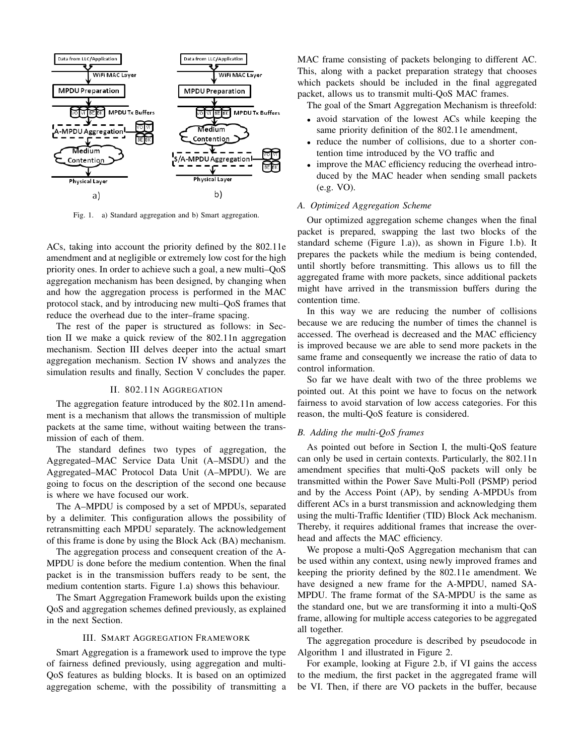Data from LLC/Application
WiFi MAC Layer
MPDU Preparation
VO VI BE BK MPDU Tx Buffers
A-MPDU Aggregation
VO VI BE BK
Medium Contention
Physical Layer
a)

Data from LLC/Application
WiFi MAC Layer
MPDU Preparation
VO VI BE BK MPDU Tx Buffers
Medium Contention
S/A-MPDU Aggregation
VO VI BE BK
Physical Layer
b)

Fig. 1. a) Standard aggregation and b) Smart aggregation.

ACs, taking into account the priority defined by the 802.11e amendment and at negligible or extremely low cost for the high priority ones. In order to achieve such a goal, a new multi–QoS aggregation mechanism has been designed, by changing when and how the aggregation process is performed in the MAC protocol stack, and by introducing new multi–QoS frames that reduce the overhead due to the inter–frame spacing.

The rest of the paper is structured as follows: in Section II we make a quick review of the 802.11n aggregation mechanism. Section III delves deeper into the actual smart aggregation mechanism. Section IV shows and analyzes the simulation results and finally, Section V concludes the paper.

## II. 802.11n Aggregation

The aggregation feature introduced by the 802.11n amendment is a mechanism that allows the transmission of multiple packets at the same time, without waiting between the transmission of each of them.

The standard defines two types of aggregation, the Aggregated–MAC Service Data Unit (A–MSDU) and the Aggregated–MAC Protocol Data Unit (A–MPDU). We are going to focus on the description of the second one because is where we have focused our work.

The A–MPDU is composed by a set of MPDUs, separated by a delimiter. This configuration allows the possibility of retransmitting each MPDU separately. The acknowledgement of this frame is done by using the Block Ack (BA) mechanism.

The aggregation process and consequent creation of the A-MPDU is done before the medium contention. When the final packet is in the transmission buffers ready to be sent, the medium contention starts. Figure 1.a) shows this behaviour.

The Smart Aggregation Framework builds upon the existing QoS and aggregation schemes defined previously, as explained in the next Section.

## III. Smart Aggregation Framework

Smart Aggregation is a framework used to improve the type of fairness defined previously, using aggregation and multi-QoS features as bulding blocks. It is based on an optimized aggregation scheme, with the possibility of transmitting a MAC frame consisting of packets belonging to different AC. This, along with a packet preparation strategy that chooses which packets should be included in the final aggregated packet, allows us to transmit multi-QoS MAC frames.

The goal of the Smart Aggregation Mechanism is threefold:

- avoid starvation of the lowest ACs while keeping the same priority definition of the 802.11e amendment,
- reduce the number of collisions, due to a shorter contention time introduced by the VO traffic and
- improve the MAC efficiency reducing the overhead introduced by the MAC header when sending small packets (e.g. VO).

### A. Optimized Aggregation Scheme

Our optimized aggregation scheme changes when the final packet is prepared, swapping the last two blocks of the standard scheme (Figure 1.a)), as shown in Figure 1.b). It prepares the packets while the medium is being contended, until shortly before transmitting. This allows us to fill the aggregated frame with more packets, since additional packets might have arrived in the transmission buffers during the contention time.

In this way we are reducing the number of collisions because we are reducing the number of times the channel is accessed. The overhead is decreased and the MAC efficiency is improved because we are able to send more packets in the same frame and consequently we increase the ratio of data to control information.

So far we have dealt with two of the three problems we pointed out. At this point we have to focus on the network fairness to avoid starvation of low access categories. For this reason, the multi-QoS feature is considered.

### B. Adding the multi-QoS frames

As pointed out before in Section I, the multi-QoS feature can only be used in certain contexts. Particularly, the 802.11n amendment specifies that multi-QoS packets will only be transmitted within the Power Save Multi-Poll (PSMP) period and by the Access Point (AP), by sending A-MPDUs from different ACs in a burst transmission and acknowledging them using the multi-Traffic Identifier (TID) Block Ack mechanism. Thereby, it requires additional frames that increase the overhead and affects the MAC efficiency.

We propose a multi-QoS Aggregation mechanism that can be used within any context, using newly improved frames and keeping the priority defined by the 802.11e amendment. We have designed a new frame for the A-MPDU, named SA-MPDU. The frame format of the SA-MPDU is the same as the standard one, but we are transforming it into a multi-QoS frame, allowing for multiple access categories to be aggregated all together.

The aggregation procedure is described by pseudocode in Algorithm 1 and illustrated in Figure 2.

For example, looking at Figure 2.b, if VI gains the access to the medium, the first packet in the aggregated frame will be VI. Then, if there are VO packets in the buffer, because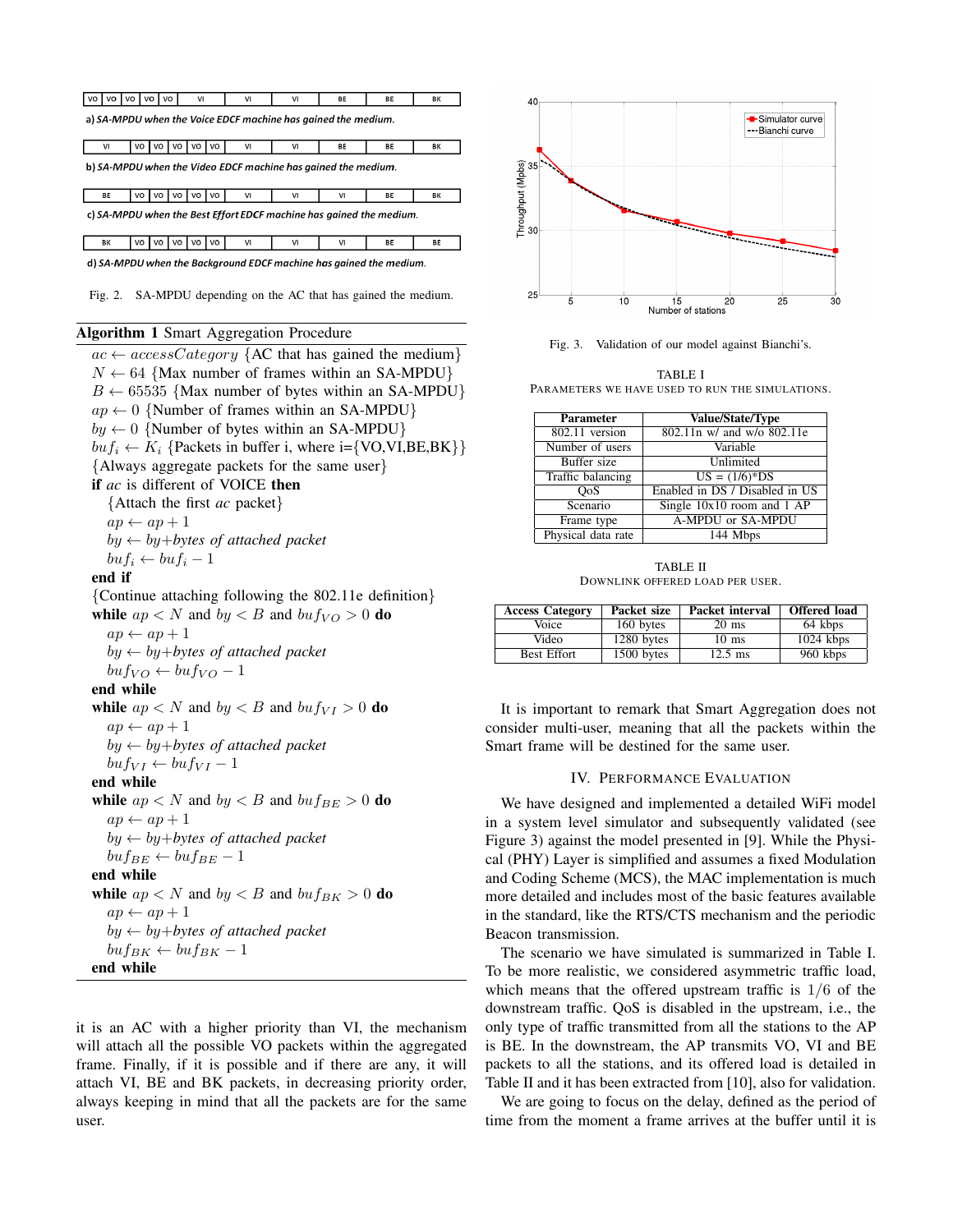| VO | VO | VO | VO | VO | VI | VI | VI | BE | BE | BK |
|---|---|---|---|---|---|---|---|---|---|---|

*a) SA-MPDU when the Voice EDCF machine has gained the medium.*

| VI | VO | VO | VO | VO | VO | VI | VI | BE | BE | BK |
|---|---|---|---|---|---|---|---|---|---|---|

*b) SA-MPDU when the Video EDCF machine has gained the medium.*

| BE | VO | VO | VO | VO | VO | VI | VI | VI | BE | BK |
|---|---|---|---|---|---|---|---|---|---|---|

*c) SA-MPDU when the Best Effort EDCF machine has gained the medium.*

| BK | VO | VO | VO | VO | VO | VI | VI | VI | BE | BE |
|---|---|---|---|---|---|---|---|---|---|---|

*d) SA-MPDU when the Background EDCF machine has gained the medium.*

Fig. 2. SA-MPDU depending on the AC that has gained the medium.

**Algorithm 1** Smart Aggregation Procedure

$ac \leftarrow accessCategory$ {AC that has gained the medium}
$N \leftarrow 64$ {Max number of frames within an SA-MPDU}
$B \leftarrow 65535$ {Max number of bytes within an SA-MPDU}
$ap \leftarrow 0$ {Number of frames within an SA-MPDU}
$by \leftarrow 0$ {Number of bytes within an SA-MPDU}
$buf_i \leftarrow K_i$ {Packets in buffer i, where i={VO,VI,BE,BK}}
{Always aggregate packets for the same user}
**if** $ac$ is different of VOICE **then**
  {Attach the first $ac$ packet}
  $ap \leftarrow ap + 1$
  $by \leftarrow by + $ *bytes of attached packet*
  $buf_i \leftarrow buf_i - 1$
**end if**
{Continue attaching following the 802.11e definition}
**while** $ap < N$ and $by < B$ and $buf_{VO} > 0$ **do**
  $ap \leftarrow ap + 1$
  $by \leftarrow by + $ *bytes of attached packet*
  $buf_{VO} \leftarrow buf_{VO} - 1$
**end while**
**while** $ap < N$ and $by < B$ and $buf_{VI} > 0$ **do**
  $ap \leftarrow ap + 1$
  $by \leftarrow by + $ *bytes of attached packet*
  $buf_{VI} \leftarrow buf_{VI} - 1$
**end while**
**while** $ap < N$ and $by < B$ and $buf_{BE} > 0$ **do**
  $ap \leftarrow ap + 1$
  $by \leftarrow by + $ *bytes of attached packet*
  $buf_{BE} \leftarrow buf_{BE} - 1$
**end while**
**while** $ap < N$ and $by < B$ and $buf_{BK} > 0$ **do**
  $ap \leftarrow ap + 1$
  $by \leftarrow by + $ *bytes of attached packet*
  $buf_{BK} \leftarrow buf_{BK} - 1$
**end while**

it is an AC with a higher priority than VI, the mechanism will attach all the possible VO packets within the aggregated frame. Finally, if it is possible and if there are any, it will attach VI, BE and BK packets, in decreasing priority order, always keeping in mind that all the packets are for the same user.

Fig. 3. Validation of our model against Bianchi's.

TABLE I
PARAMETERS WE HAVE USED TO RUN THE SIMULATIONS.

| Parameter | Value/State/Type |
|---|---|
| 802.11 version | 802.11n w/ and w/o 802.11e |
| Number of users | Variable |
| Buffer size | Unlimited |
| Traffic balancing | US = (1/6)*DS |
| QoS | Enabled in DS / Disabled in US |
| Scenario | Single 10x10 room and 1 AP |
| Frame type | A-MPDU or SA-MPDU |
| Physical data rate | 144 Mbps |

TABLE II
DOWNLINK OFFERED LOAD PER USER.

| Access Category | Packet size | Packet interval | Offered load |
|---|---|---|---|
| Voice | 160 bytes | 20 ms | 64 kbps |
| Video | 1280 bytes | 10 ms | 1024 kbps |
| Best Effort | 1500 bytes | 12.5 ms | 960 kbps |

It is important to remark that Smart Aggregation does not consider multi-user, meaning that all the packets within the Smart frame will be destined for the same user.

## IV. PERFORMANCE EVALUATION

We have designed and implemented a detailed WiFi model in a system level simulator and subsequently validated (see Figure 3) against the model presented in [9]. While the Physical (PHY) Layer is simplified and assumes a fixed Modulation and Coding Scheme (MCS), the MAC implementation is much more detailed and includes most of the basic features available in the standard, like the RTS/CTS mechanism and the periodic Beacon transmission.

The scenario we have simulated is summarized in Table I. To be more realistic, we considered asymmetric traffic load, which means that the offered upstream traffic is $1/6$ of the downstream traffic. QoS is disabled in the upstream, i.e., the only type of traffic transmitted from all the stations to the AP is BE. In the downstream, the AP transmits VO, VI and BE packets to all the stations, and its offered load is detailed in Table II and it has been extracted from [10], also for validation.

We are going to focus on the delay, defined as the period of time from the moment a frame arrives at the buffer until it is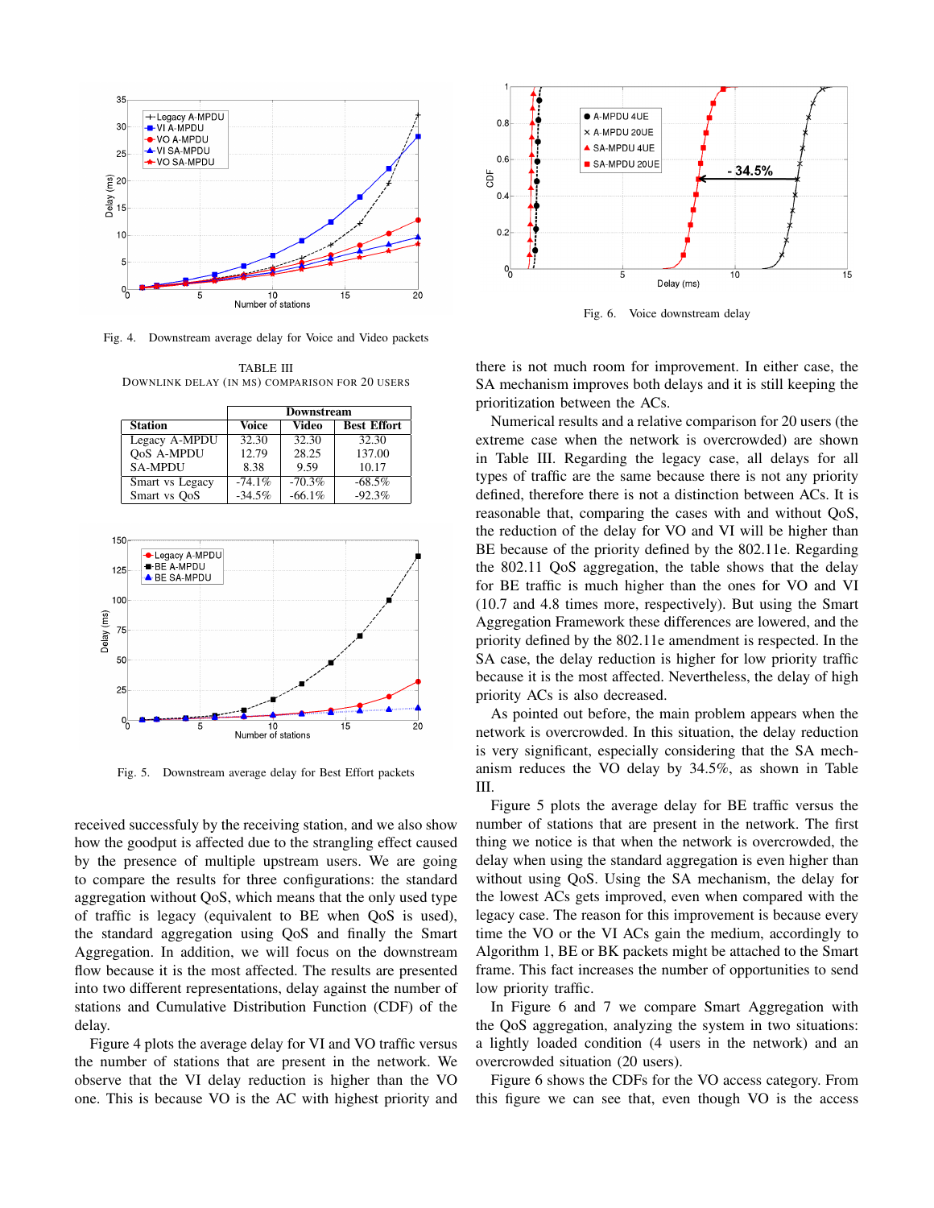Fig. 4. Downstream average delay for Voice and Video packets

TABLE III
DOWNLINK DELAY (IN MS) COMPARISON FOR 20 USERS

| Station | Downstream | | |
|---|---|---|---|
| | Voice | Video | Best Effort |
| Legacy A-MPDU | 32.30 | 32.30 | 32.30 |
| QoS A-MPDU | 12.79 | 28.25 | 137.00 |
| SA-MPDU | 8.38 | 9.59 | 10.17 |
| Smart vs Legacy | -74.1% | -70.3% | -68.5% |
| Smart vs QoS | -34.5% | -66.1% | -92.3% |

Fig. 5. Downstream average delay for Best Effort packets

received successfuly by the receiving station, and we also show how the goodput is affected due to the strangling effect caused by the presence of multiple upstream users. We are going to compare the results for three configurations: the standard aggregation without QoS, which means that the only used type of traffic is legacy (equivalent to BE when QoS is used), the standard aggregation using QoS and finally the Smart Aggregation. In addition, we will focus on the downstream flow because it is the most affected. The results are presented into two different representations, delay against the number of stations and Cumulative Distribution Function (CDF) of the delay.

Figure 4 plots the average delay for VI and VO traffic versus the number of stations that are present in the network. We observe that the VI delay reduction is higher than the VO one. This is because VO is the AC with highest priority and there is not much room for improvement. In either case, the SA mechanism improves both delays and it is still keeping the prioritization between the ACs.

Fig. 6. Voice downstream delay

Numerical results and a relative comparison for 20 users (the extreme case when the network is overcrowded) are shown in Table III. Regarding the legacy case, all delays for all types of traffic are the same because there is not any priority defined, therefore there is not a distinction between ACs. It is reasonable that, comparing the cases with and without QoS, the reduction of the delay for VO and VI will be higher than BE because of the priority defined by the 802.11e. Regarding the 802.11 QoS aggregation, the table shows that the delay for BE traffic is much higher than the ones for VO and VI (10.7 and 4.8 times more, respectively). But using the Smart Aggregation Framework these differences are lowered, and the priority defined by the 802.11e amendment is respected. In the SA case, the delay reduction is higher for low priority traffic because it is the most affected. Nevertheless, the delay of high priority ACs is also decreased.

As pointed out before, the main problem appears when the network is overcrowded. In this situation, the delay reduction is very significant, especially considering that the SA mechanism reduces the VO delay by 34.5%, as shown in Table III.

Figure 5 plots the average delay for BE traffic versus the number of stations that are present in the network. The first thing we notice is that when the network is overcrowded, the delay when using the standard aggregation is even higher than without using QoS. Using the SA mechanism, the delay for the lowest ACs gets improved, even when compared with the legacy case. The reason for this improvement is because every time the VO or the VI ACs gain the medium, accordingly to Algorithm 1, BE or BK packets might be attached to the Smart frame. This fact increases the number of opportunities to send low priority traffic.

In Figure 6 and 7 we compare Smart Aggregation with the QoS aggregation, analyzing the system in two situations: a lightly loaded condition (4 users in the network) and an overcrowded situation (20 users).

Figure 6 shows the CDFs for the VO access category. From this figure we can see that, even though VO is the access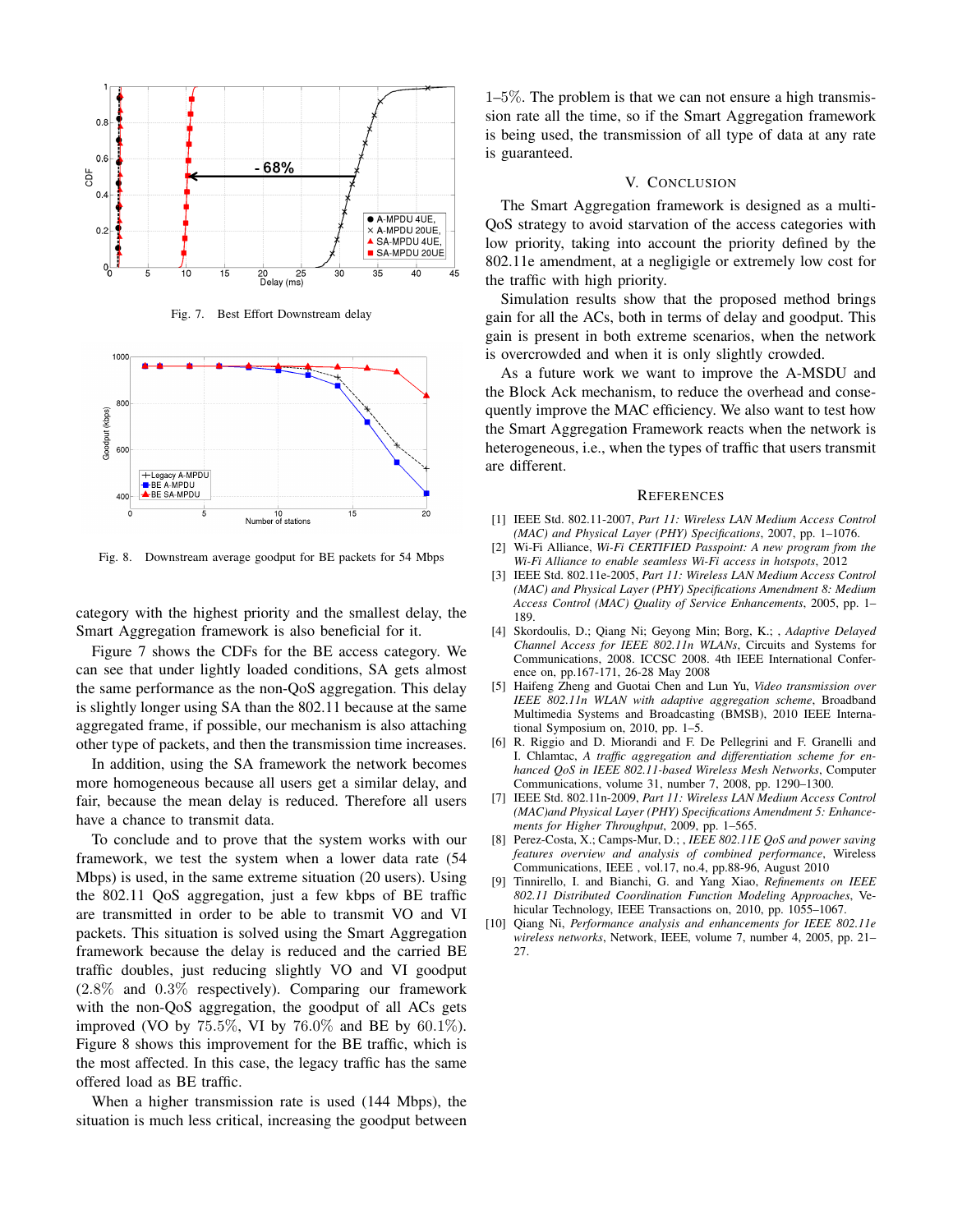1
0.8
0.6
0.4
0.2
0
CDF
0 5 10 15 20 25 30 35 40 45
Delay (ms)
- 68%
A-MPDU 4UE,
A-MPDU 20UE,
SA-MPDU 4UE,
SA-MPDU 20UE

Fig. 7. Best Effort Downstream delay

1000
800
600
400
Goodput (kbps)
0 5 10 15 20
Number of stations
Legacy A-MPDU
BE A-MPDU
BE SA-MPDU

Fig. 8. Downstream average goodput for BE packets for 54 Mbps

category with the highest priority and the smallest delay, the Smart Aggregation framework is also beneficial for it.

Figure 7 shows the CDFs for the BE access category. We can see that under lightly loaded conditions, SA gets almost the same performance as the non-QoS aggregation. This delay is slightly longer using SA than the 802.11 because at the same aggregated frame, if possible, our mechanism is also attaching other type of packets, and then the transmission time increases.

In addition, using the SA framework the network becomes more homogeneous because all users get a similar delay, and fair, because the mean delay is reduced. Therefore all users have a chance to transmit data.

To conclude and to prove that the system works with our framework, we test the system when a lower data rate (54 Mbps) is used, in the same extreme situation (20 users). Using the 802.11 QoS aggregation, just a few kbps of BE traffic are transmitted in order to be able to transmit VO and VI packets. This situation is solved using the Smart Aggregation framework because the delay is reduced and the carried BE traffic doubles, just reducing slightly VO and VI goodput ($2.8\%$ and $0.3\%$ respectively). Comparing our framework with the non-QoS aggregation, the goodput of all ACs gets improved (VO by $75.5\%$, VI by $76.0\%$ and BE by $60.1\%$). Figure 8 shows this improvement for the BE traffic, which is the most affected. In this case, the legacy traffic has the same offered load as BE traffic.

When a higher transmission rate is used (144 Mbps), the situation is much less critical, increasing the goodput between 1–$5\%$. The problem is that we can not ensure a high transmission rate all the time, so if the Smart Aggregation framework is being used, the transmission of all type of data at any rate is guaranteed.

## V. Conclusion

The Smart Aggregation framework is designed as a multi-QoS strategy to avoid starvation of the access categories with low priority, taking into account the priority defined by the 802.11e amendment, at a negligigle or extremely low cost for the traffic with high priority.

Simulation results show that the proposed method brings gain for all the ACs, both in terms of delay and goodput. This gain is present in both extreme scenarios, when the network is overcrowded and when it is only slightly crowded.

As a future work we want to improve the A-MSDU and the Block Ack mechanism, to reduce the overhead and consequently improve the MAC efficiency. We also want to test how the Smart Aggregation Framework reacts when the network is heterogeneous, i.e., when the types of traffic that users transmit are different.

## References

[1] IEEE Std. 802.11-2007, *Part 11: Wireless LAN Medium Access Control (MAC) and Physical Layer (PHY) Specifications*, 2007, pp. 1–1076.

[2] Wi-Fi Alliance, *Wi-Fi CERTIFIED Passpoint: A new program from the Wi-Fi Alliance to enable seamless Wi-Fi access in hotspots*, 2012

[3] IEEE Std. 802.11e-2005, *Part 11: Wireless LAN Medium Access Control (MAC) and Physical Layer (PHY) Specifications Amendment 8: Medium Access Control (MAC) Quality of Service Enhancements*, 2005, pp. 1–189.

[4] Skordoulis, D.; Qiang Ni; Geyong Min; Borg, K.; , *Adaptive Delayed Channel Access for IEEE 802.11n WLANs*, Circuits and Systems for Communications, 2008. ICCSC 2008. 4th IEEE International Conference on, pp.167-171, 26-28 May 2008

[5] Haifeng Zheng and Guotai Chen and Lun Yu, *Video transmission over IEEE 802.11n WLAN with adaptive aggregation scheme*, Broadband Multimedia Systems and Broadcasting (BMSB), 2010 IEEE International Symposium on, 2010, pp. 1–5.

[6] R. Riggio and D. Miorandi and F. De Pellegrini and F. Granelli and I. Chlamtac, *A traffic aggregation and differentiation scheme for enhanced QoS in IEEE 802.11-based Wireless Mesh Networks*, Computer Communications, volume 31, number 7, 2008, pp. 1290–1300.

[7] IEEE Std. 802.11n-2009, *Part 11: Wireless LAN Medium Access Control (MAC)and Physical Layer (PHY) Specifications Amendment 5: Enhancements for Higher Throughput*, 2009, pp. 1–565.

[8] Perez-Costa, X.; Camps-Mur, D.; , *IEEE 802.11E QoS and power saving features overview and analysis of combined performance*, Wireless Communications, IEEE , vol.17, no.4, pp.88-96, August 2010

[9] Tinnirello, I. and Bianchi, G. and Yang Xiao, *Refinements on IEEE 802.11 Distributed Coordination Function Modeling Approaches*, Vehicular Technology, IEEE Transactions on, 2010, pp. 1055–1067.

[10] Qiang Ni, *Performance analysis and enhancements for IEEE 802.11e wireless networks*, Network, IEEE, volume 7, number 4, 2005, pp. 21–27.